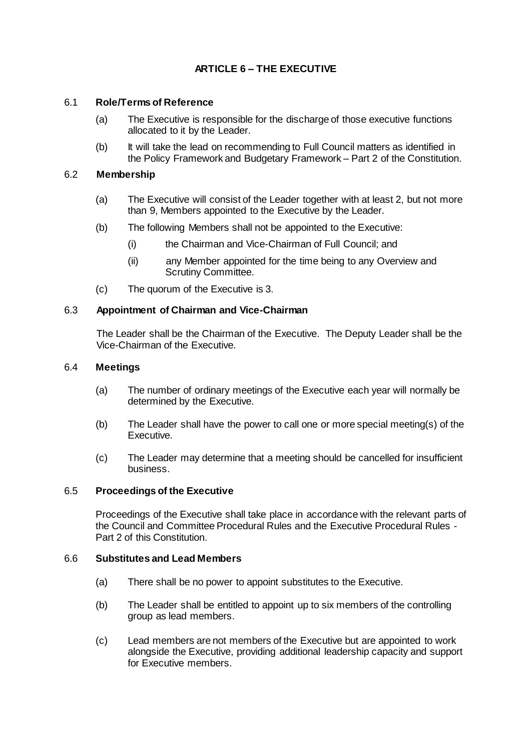# ARTICLE 6 – THE EXECUTIVE

## 6.1 Role/Terms of Reference

(a) The Executive is responsible for the discharge of those executive functions allocated to it by the Leader.

(b) It will take the lead on recommending to Full Council matters as identified in the Policy Framework and Budgetary Framework – Part 2 of the Constitution.

## 6.2 Membership

(a) The Executive will consist of the Leader together with at least 2, but not more than 9, Members appointed to the Executive by the Leader.

(b) The following Members shall not be appointed to the Executive:

(i) the Chairman and Vice-Chairman of Full Council; and

(ii) any Member appointed for the time being to any Overview and Scrutiny Committee.

(c) The quorum of the Executive is 3.

## 6.3 Appointment of Chairman and Vice-Chairman

The Leader shall be the Chairman of the Executive. The Deputy Leader shall be the Vice-Chairman of the Executive.

## 6.4 Meetings

(a) The number of ordinary meetings of the Executive each year will normally be determined by the Executive.

(b) The Leader shall have the power to call one or more special meeting(s) of the Executive.

(c) The Leader may determine that a meeting should be cancelled for insufficient business.

## 6.5 Proceedings of the Executive

Proceedings of the Executive shall take place in accordance with the relevant parts of the Council and Committee Procedural Rules and the Executive Procedural Rules - Part 2 of this Constitution.

## 6.6 Substitutes and Lead Members

(a) There shall be no power to appoint substitutes to the Executive.

(b) The Leader shall be entitled to appoint up to six members of the controlling group as lead members.

(c) Lead members are not members of the Executive but are appointed to work alongside the Executive, providing additional leadership capacity and support for Executive members.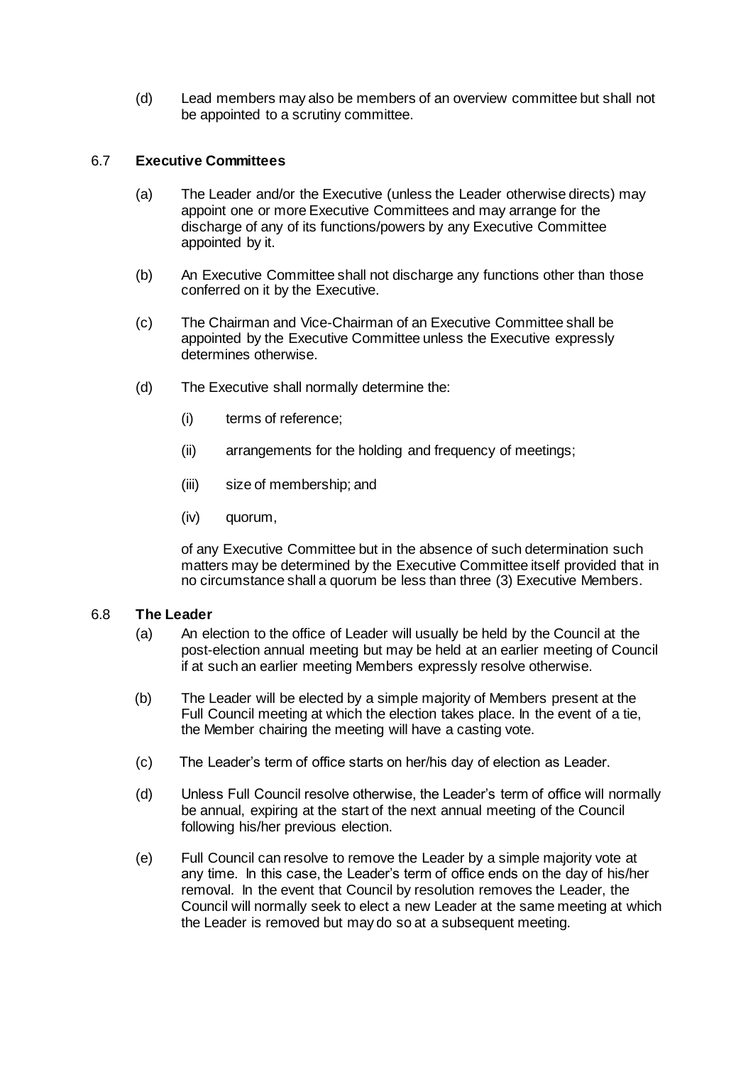(d) Lead members may also be members of an overview committee but shall not be appointed to a scrutiny committee.

### 6.7 **Executive Committees**

(a) The Leader and/or the Executive (unless the Leader otherwise directs) may appoint one or more Executive Committees and may arrange for the discharge of any of its functions/powers by any Executive Committee appointed by it.

(b) An Executive Committee shall not discharge any functions other than those conferred on it by the Executive.

(c) The Chairman and Vice-Chairman of an Executive Committee shall be appointed by the Executive Committee unless the Executive expressly determines otherwise.

(d) The Executive shall normally determine the:

(i) terms of reference;

(ii) arrangements for the holding and frequency of meetings;

(iii) size of membership; and

(iv) quorum,

of any Executive Committee but in the absence of such determination such matters may be determined by the Executive Committee itself provided that in no circumstance shall a quorum be less than three (3) Executive Members.

### 6.8 **The Leader**

(a) An election to the office of Leader will usually be held by the Council at the post-election annual meeting but may be held at an earlier meeting of Council if at such an earlier meeting Members expressly resolve otherwise.

(b) The Leader will be elected by a simple majority of Members present at the Full Council meeting at which the election takes place. In the event of a tie, the Member chairing the meeting will have a casting vote.

(c) The Leader's term of office starts on her/his day of election as Leader.

(d) Unless Full Council resolve otherwise, the Leader's term of office will normally be annual, expiring at the start of the next annual meeting of the Council following his/her previous election.

(e) Full Council can resolve to remove the Leader by a simple majority vote at any time. In this case, the Leader's term of office ends on the day of his/her removal. In the event that Council by resolution removes the Leader, the Council will normally seek to elect a new Leader at the same meeting at which the Leader is removed but may do so at a subsequent meeting.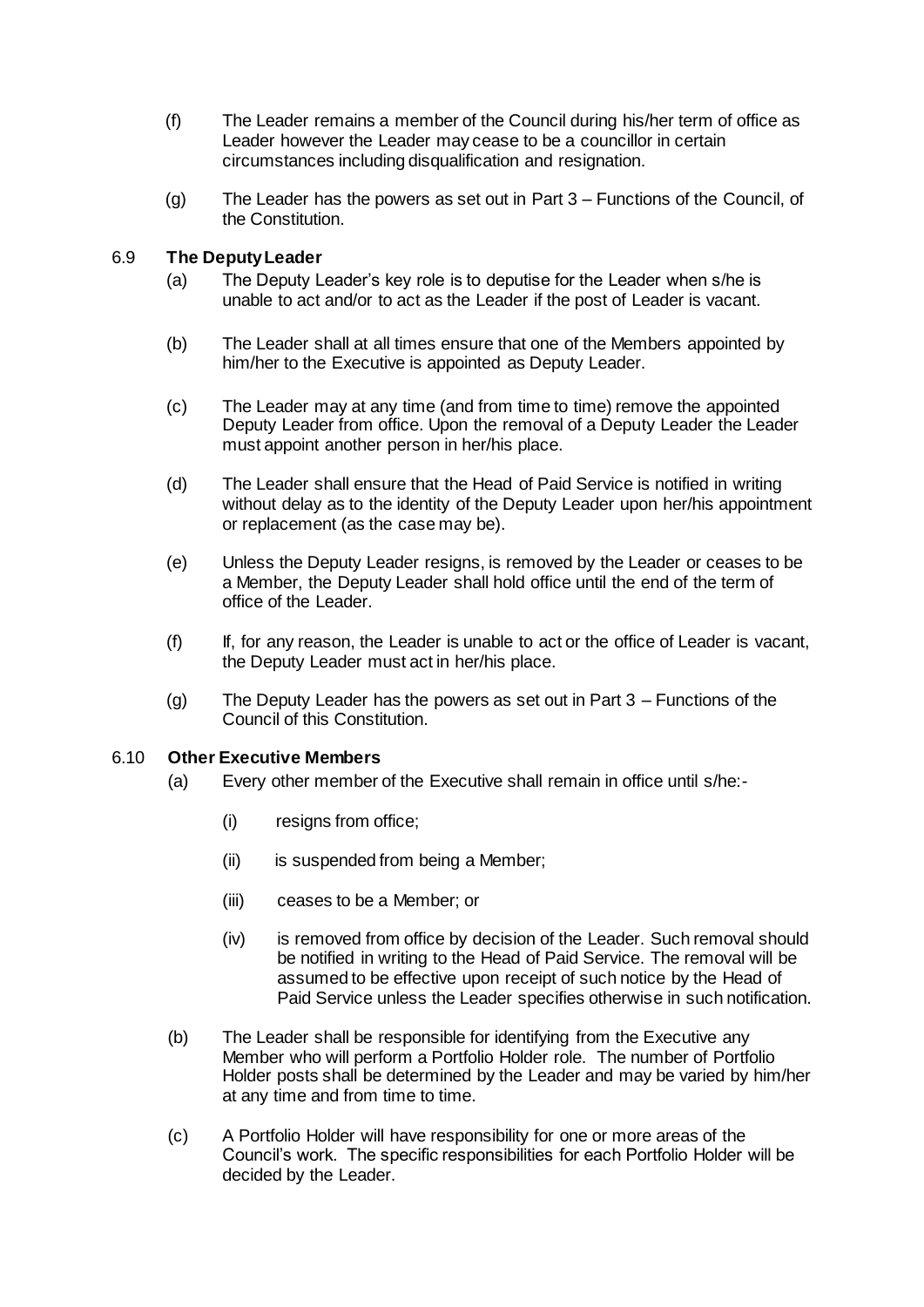(f) The Leader remains a member of the Council during his/her term of office as Leader however the Leader may cease to be a councillor in certain circumstances including disqualification and resignation.

(g) The Leader has the powers as set out in Part 3 – Functions of the Council, of the Constitution.

### 6.9 The Deputy Leader

(a) The Deputy Leader's key role is to deputise for the Leader when s/he is unable to act and/or to act as the Leader if the post of Leader is vacant.

(b) The Leader shall at all times ensure that one of the Members appointed by him/her to the Executive is appointed as Deputy Leader.

(c) The Leader may at any time (and from time to time) remove the appointed Deputy Leader from office. Upon the removal of a Deputy Leader the Leader must appoint another person in her/his place.

(d) The Leader shall ensure that the Head of Paid Service is notified in writing without delay as to the identity of the Deputy Leader upon her/his appointment or replacement (as the case may be).

(e) Unless the Deputy Leader resigns, is removed by the Leader or ceases to be a Member, the Deputy Leader shall hold office until the end of the term of office of the Leader.

(f) If, for any reason, the Leader is unable to act or the office of Leader is vacant, the Deputy Leader must act in her/his place.

(g) The Deputy Leader has the powers as set out in Part 3 – Functions of the Council of this Constitution.

### 6.10 Other Executive Members

(a) Every other member of the Executive shall remain in office until s/he:-

(i) resigns from office;

(ii) is suspended from being a Member;

(iii) ceases to be a Member; or

(iv) is removed from office by decision of the Leader. Such removal should be notified in writing to the Head of Paid Service. The removal will be assumed to be effective upon receipt of such notice by the Head of Paid Service unless the Leader specifies otherwise in such notification.

(b) The Leader shall be responsible for identifying from the Executive any Member who will perform a Portfolio Holder role. The number of Portfolio Holder posts shall be determined by the Leader and may be varied by him/her at any time and from time to time.

(c) A Portfolio Holder will have responsibility for one or more areas of the Council's work. The specific responsibilities for each Portfolio Holder will be decided by the Leader.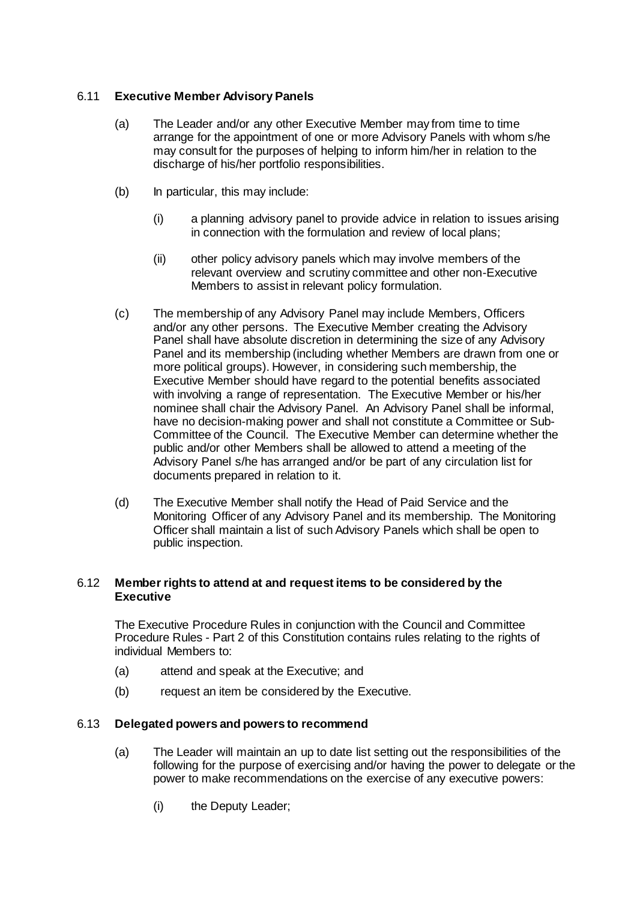### 6.11 **Executive Member Advisory Panels**

(a) The Leader and/or any other Executive Member may from time to time arrange for the appointment of one or more Advisory Panels with whom s/he may consult for the purposes of helping to inform him/her in relation to the discharge of his/her portfolio responsibilities.

(b) In particular, this may include:

  (i) a planning advisory panel to provide advice in relation to issues arising in connection with the formulation and review of local plans;

  (ii) other policy advisory panels which may involve members of the relevant overview and scrutiny committee and other non-Executive Members to assist in relevant policy formulation.

(c) The membership of any Advisory Panel may include Members, Officers and/or any other persons. The Executive Member creating the Advisory Panel shall have absolute discretion in determining the size of any Advisory Panel and its membership (including whether Members are drawn from one or more political groups). However, in considering such membership, the Executive Member should have regard to the potential benefits associated with involving a range of representation. The Executive Member or his/her nominee shall chair the Advisory Panel. An Advisory Panel shall be informal, have no decision-making power and shall not constitute a Committee or Sub-Committee of the Council. The Executive Member can determine whether the public and/or other Members shall be allowed to attend a meeting of the Advisory Panel s/he has arranged and/or be part of any circulation list for documents prepared in relation to it.

(d) The Executive Member shall notify the Head of Paid Service and the Monitoring Officer of any Advisory Panel and its membership. The Monitoring Officer shall maintain a list of such Advisory Panels which shall be open to public inspection.

### 6.12 **Member rights to attend at and request items to be considered by the Executive**

The Executive Procedure Rules in conjunction with the Council and Committee Procedure Rules - Part 2 of this Constitution contains rules relating to the rights of individual Members to:

(a) attend and speak at the Executive; and

(b) request an item be considered by the Executive.

### 6.13 **Delegated powers and powers to recommend**

(a) The Leader will maintain an up to date list setting out the responsibilities of the following for the purpose of exercising and/or having the power to delegate or the power to make recommendations on the exercise of any executive powers:

  (i) the Deputy Leader;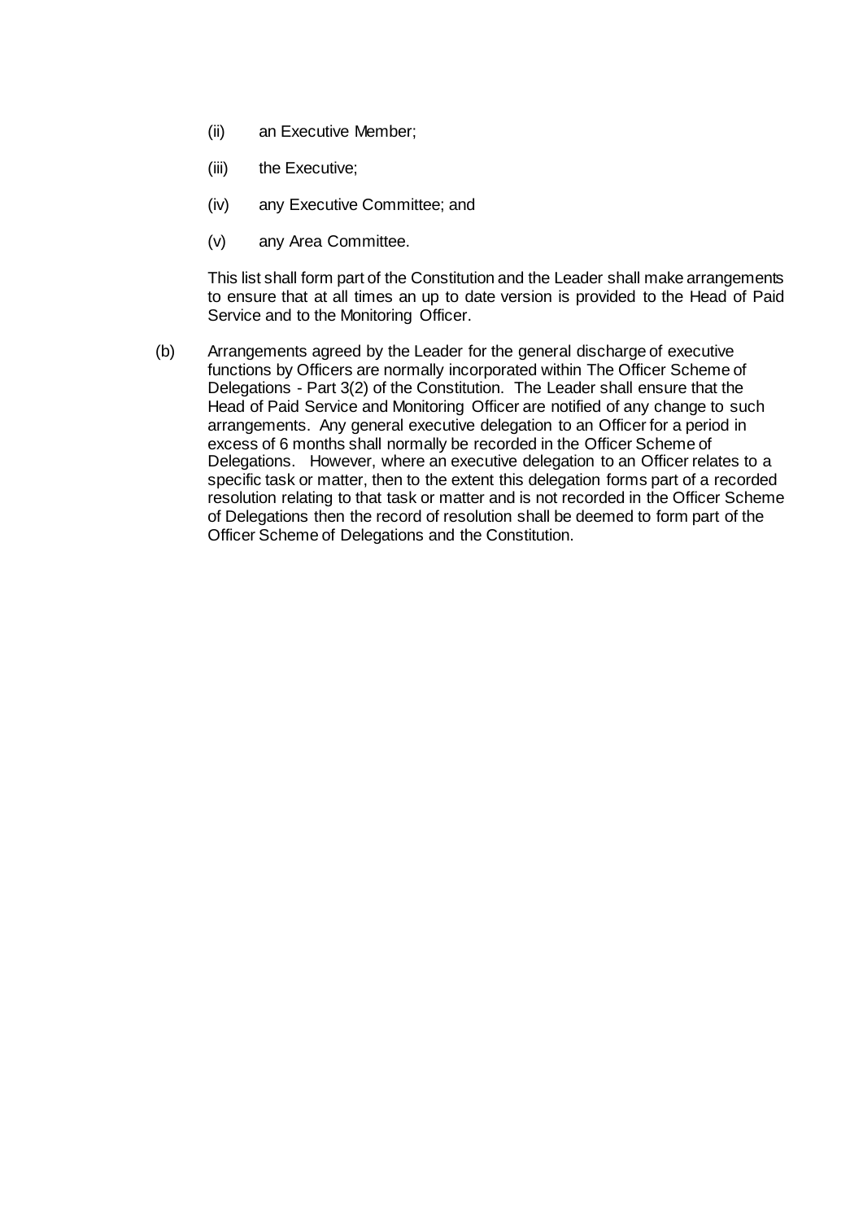(ii) an Executive Member;

(iii) the Executive;

(iv) any Executive Committee; and

(v) any Area Committee.

This list shall form part of the Constitution and the Leader shall make arrangements to ensure that at all times an up to date version is provided to the Head of Paid Service and to the Monitoring Officer.

(b) Arrangements agreed by the Leader for the general discharge of executive functions by Officers are normally incorporated within The Officer Scheme of Delegations - Part 3(2) of the Constitution. The Leader shall ensure that the Head of Paid Service and Monitoring Officer are notified of any change to such arrangements. Any general executive delegation to an Officer for a period in excess of 6 months shall normally be recorded in the Officer Scheme of Delegations. However, where an executive delegation to an Officer relates to a specific task or matter, then to the extent this delegation forms part of a recorded resolution relating to that task or matter and is not recorded in the Officer Scheme of Delegations then the record of resolution shall be deemed to form part of the Officer Scheme of Delegations and the Constitution.